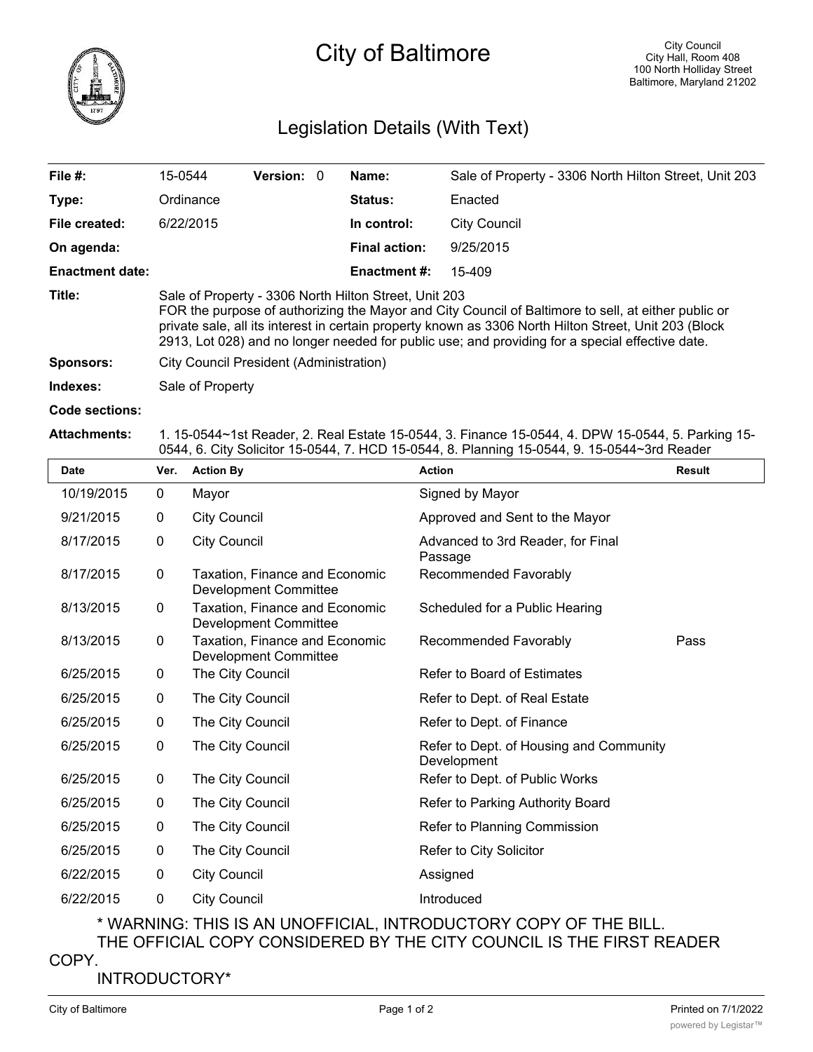# City of Baltimore

City Council
City Hall, Room 408
100 North Holliday Street
Baltimore, Maryland 21202

## Legislation Details (With Text)

| | | | |
|---|---|---|---|
| **File #:** | 15-0544 **Version:** 0 | **Name:** | Sale of Property - 3306 North Hilton Street, Unit 203 |
| **Type:** | Ordinance | **Status:** | Enacted |
| **File created:** | 6/22/2015 | **In control:** | City Council |
| **On agenda:** | | **Final action:** | 9/25/2015 |
| **Enactment date:** | | **Enactment #:** | 15-409 |

**Title:** Sale of Property - 3306 North Hilton Street, Unit 203
FOR the purpose of authorizing the Mayor and City Council of Baltimore to sell, at either public or private sale, all its interest in certain property known as 3306 North Hilton Street, Unit 203 (Block 2913, Lot 028) and no longer needed for public use; and providing for a special effective date.

**Sponsors:** City Council President (Administration)

**Indexes:** Sale of Property

**Code sections:**

**Attachments:** 1. 15-0544~1st Reader, 2. Real Estate 15-0544, 3. Finance 15-0544, 4. DPW 15-0544, 5. Parking 15-0544, 6. City Solicitor 15-0544, 7. HCD 15-0544, 8. Planning 15-0544, 9. 15-0544~3rd Reader

| Date | Ver. | Action By | Action | Result |
|---|---|---|---|---|
| 10/19/2015 | 0 | Mayor | Signed by Mayor | |
| 9/21/2015 | 0 | City Council | Approved and Sent to the Mayor | |
| 8/17/2015 | 0 | City Council | Advanced to 3rd Reader, for Final Passage | |
| 8/17/2015 | 0 | Taxation, Finance and Economic Development Committee | Recommended Favorably | |
| 8/13/2015 | 0 | Taxation, Finance and Economic Development Committee | Scheduled for a Public Hearing | |
| 8/13/2015 | 0 | Taxation, Finance and Economic Development Committee | Recommended Favorably | Pass |
| 6/25/2015 | 0 | The City Council | Refer to Board of Estimates | |
| 6/25/2015 | 0 | The City Council | Refer to Dept. of Real Estate | |
| 6/25/2015 | 0 | The City Council | Refer to Dept. of Finance | |
| 6/25/2015 | 0 | The City Council | Refer to Dept. of Housing and Community Development | |
| 6/25/2015 | 0 | The City Council | Refer to Dept. of Public Works | |
| 6/25/2015 | 0 | The City Council | Refer to Parking Authority Board | |
| 6/25/2015 | 0 | The City Council | Refer to Planning Commission | |
| 6/25/2015 | 0 | The City Council | Refer to City Solicitor | |
| 6/22/2015 | 0 | City Council | Assigned | |
| 6/22/2015 | 0 | City Council | Introduced | |

\* WARNING: THIS IS AN UNOFFICIAL, INTRODUCTORY COPY OF THE BILL.
THE OFFICIAL COPY CONSIDERED BY THE CITY COUNCIL IS THE FIRST READER COPY.
INTRODUCTORY*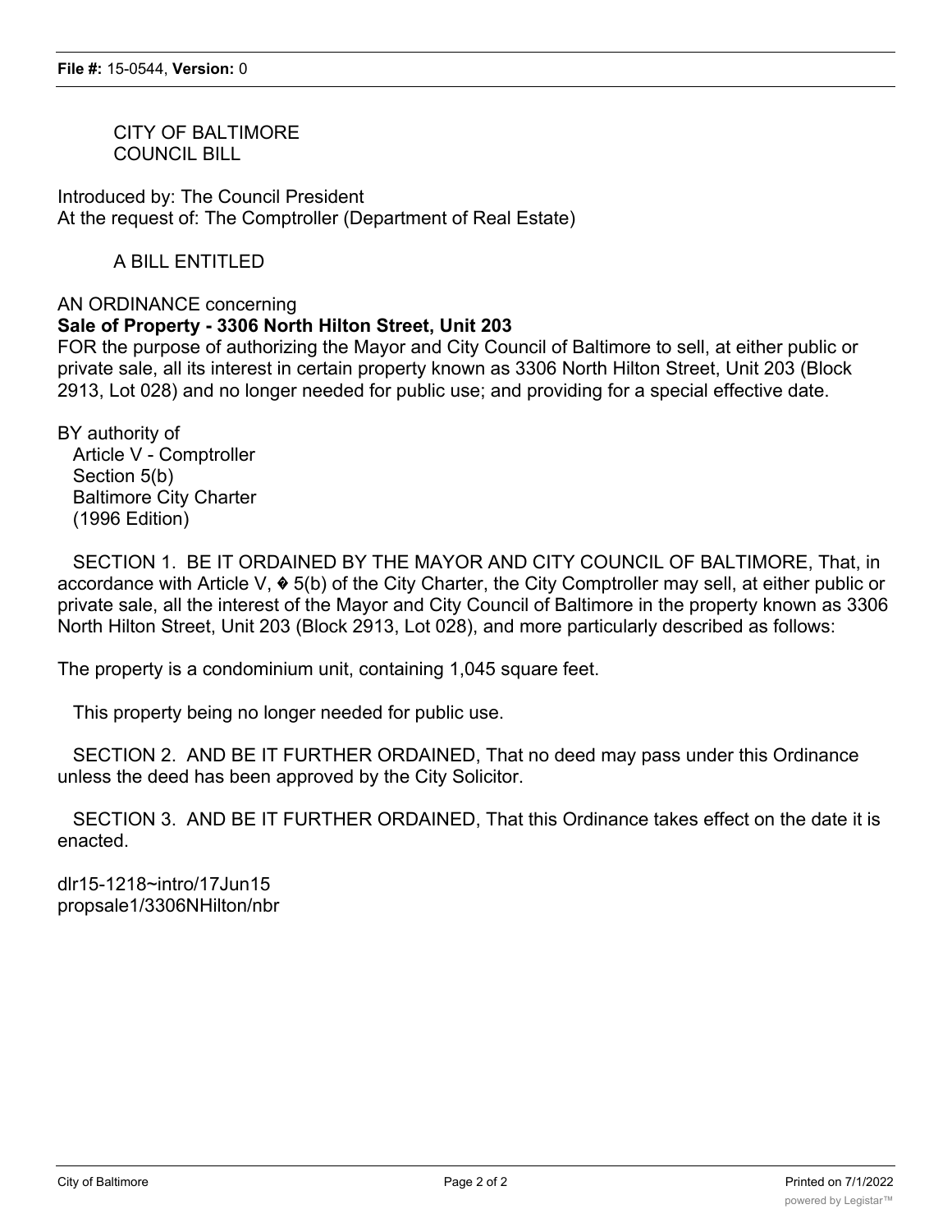CITY OF BALTIMORE
COUNCIL BILL

Introduced by: The Council President
At the request of: The Comptroller (Department of Real Estate)

A BILL ENTITLED

AN ORDINANCE concerning
**Sale of Property - 3306 North Hilton Street, Unit 203**
FOR the purpose of authorizing the Mayor and City Council of Baltimore to sell, at either public or private sale, all its interest in certain property known as 3306 North Hilton Street, Unit 203 (Block 2913, Lot 028) and no longer needed for public use; and providing for a special effective date.

BY authority of
Article V - Comptroller
Section 5(b)
Baltimore City Charter
(1996 Edition)

SECTION 1. BE IT ORDAINED BY THE MAYOR AND CITY COUNCIL OF BALTIMORE, That, in accordance with Article V, � 5(b) of the City Charter, the City Comptroller may sell, at either public or private sale, all the interest of the Mayor and City Council of Baltimore in the property known as 3306 North Hilton Street, Unit 203 (Block 2913, Lot 028), and more particularly described as follows:

The property is a condominium unit, containing 1,045 square feet.

This property being no longer needed for public use.

SECTION 2. AND BE IT FURTHER ORDAINED, That no deed may pass under this Ordinance unless the deed has been approved by the City Solicitor.

SECTION 3. AND BE IT FURTHER ORDAINED, That this Ordinance takes effect on the date it is enacted.

dlr15-1218~intro/17Jun15
propsale1/3306NHilton/nbr